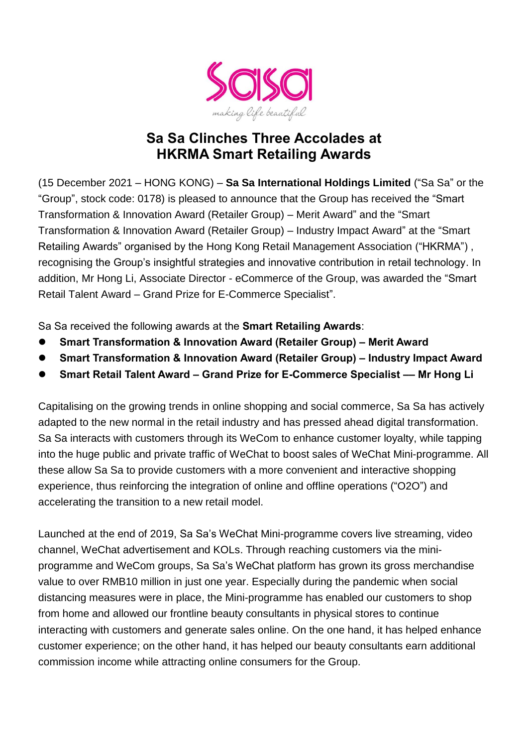# Sa Sa Clinches Three Accolades at HKRMA Smart Retailing Awards

(15 December 2021 – HONG KONG) – **Sa Sa International Holdings Limited** ("Sa Sa" or the "Group", stock code: 0178) is pleased to announce that the Group has received the "Smart Transformation & Innovation Award (Retailer Group) – Merit Award" and the "Smart Transformation & Innovation Award (Retailer Group) – Industry Impact Award" at the "Smart Retailing Awards" organised by the Hong Kong Retail Management Association ("HKRMA") , recognising the Group's insightful strategies and innovative contribution in retail technology. In addition, Mr Hong Li, Associate Director - eCommerce of the Group, was awarded the "Smart Retail Talent Award – Grand Prize for E-Commerce Specialist".

Sa Sa received the following awards at the **Smart Retailing Awards**:

- **Smart Transformation & Innovation Award (Retailer Group) – Merit Award**
- **Smart Transformation & Innovation Award (Retailer Group) – Industry Impact Award**
- **Smart Retail Talent Award – Grand Prize for E-Commerce Specialist — Mr Hong Li**

Capitalising on the growing trends in online shopping and social commerce, Sa Sa has actively adapted to the new normal in the retail industry and has pressed ahead digital transformation. Sa Sa interacts with customers through its WeCom to enhance customer loyalty, while tapping into the huge public and private traffic of WeChat to boost sales of WeChat Mini-programme. All these allow Sa Sa to provide customers with a more convenient and interactive shopping experience, thus reinforcing the integration of online and offline operations ("O2O") and accelerating the transition to a new retail model.

Launched at the end of 2019, Sa Sa's WeChat Mini-programme covers live streaming, video channel, WeChat advertisement and KOLs. Through reaching customers via the mini-programme and WeCom groups, Sa Sa's WeChat platform has grown its gross merchandise value to over RMB10 million in just one year. Especially during the pandemic when social distancing measures were in place, the Mini-programme has enabled our customers to shop from home and allowed our frontline beauty consultants in physical stores to continue interacting with customers and generate sales online. On the one hand, it has helped enhance customer experience; on the other hand, it has helped our beauty consultants earn additional commission income while attracting online consumers for the Group.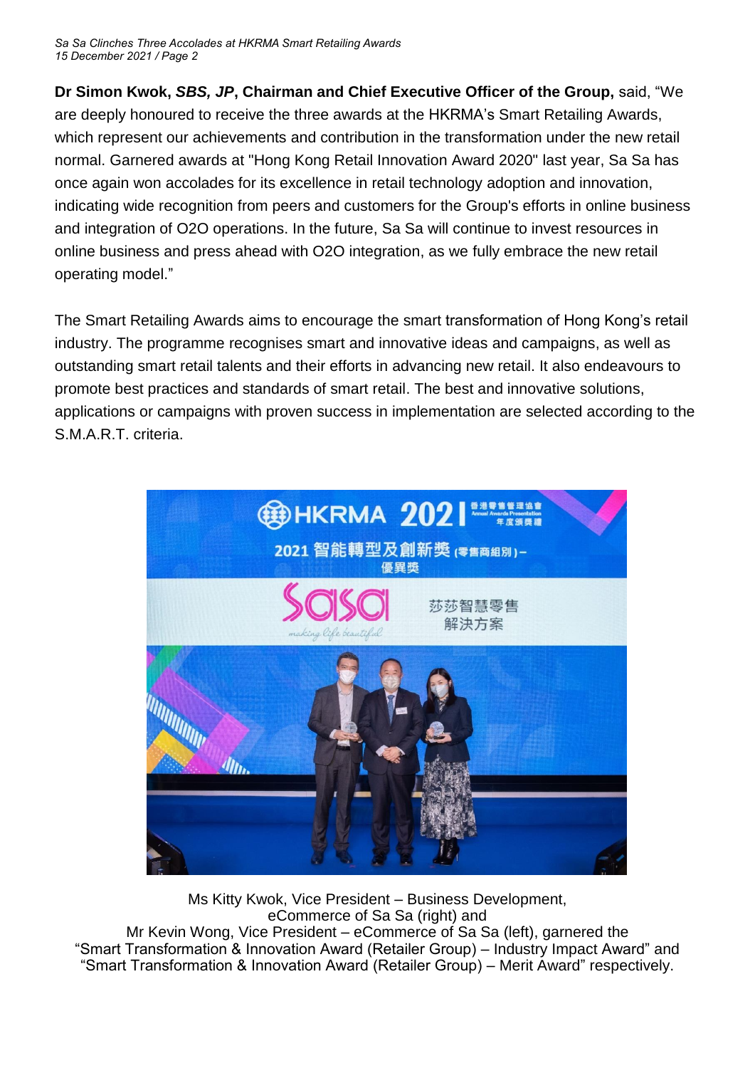**Dr Simon Kwok, *SBS, JP*, Chairman and Chief Executive Officer of the Group,** said, "We are deeply honoured to receive the three awards at the HKRMA's Smart Retailing Awards, which represent our achievements and contribution in the transformation under the new retail normal. Garnered awards at "Hong Kong Retail Innovation Award 2020" last year, Sa Sa has once again won accolades for its excellence in retail technology adoption and innovation, indicating wide recognition from peers and customers for the Group's efforts in online business and integration of O2O operations. In the future, Sa Sa will continue to invest resources in online business and press ahead with O2O integration, as we fully embrace the new retail operating model."

The Smart Retailing Awards aims to encourage the smart transformation of Hong Kong's retail industry. The programme recognises smart and innovative ideas and campaigns, as well as outstanding smart retail talents and their efforts in advancing new retail. It also endeavours to promote best practices and standards of smart retail. The best and innovative solutions, applications or campaigns with proven success in implementation are selected according to the S.M.A.R.T. criteria.

Ms Kitty Kwok, Vice President – Business Development, eCommerce of Sa Sa (right) and Mr Kevin Wong, Vice President – eCommerce of Sa Sa (left), garnered the "Smart Transformation & Innovation Award (Retailer Group) – Industry Impact Award" and "Smart Transformation & Innovation Award (Retailer Group) – Merit Award" respectively.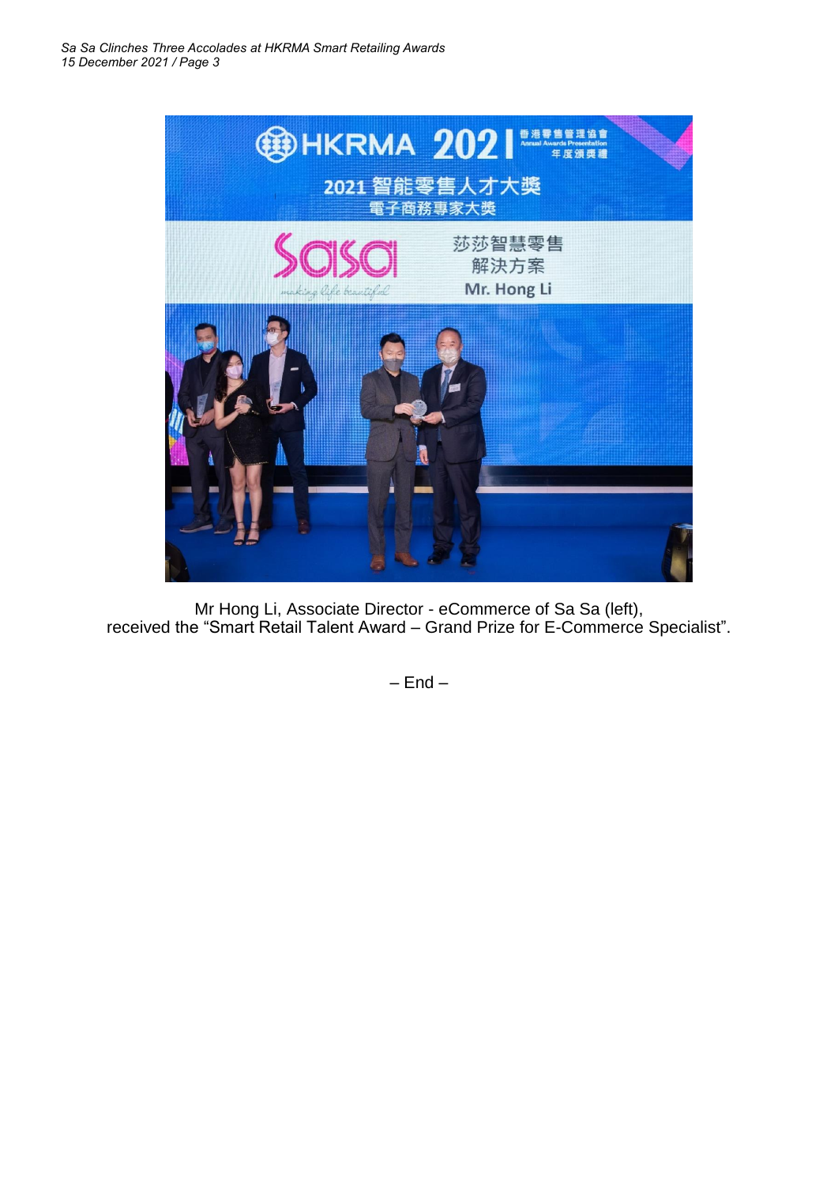Mr Hong Li, Associate Director - eCommerce of Sa Sa (left), received the “Smart Retail Talent Award – Grand Prize for E-Commerce Specialist”.

– End –